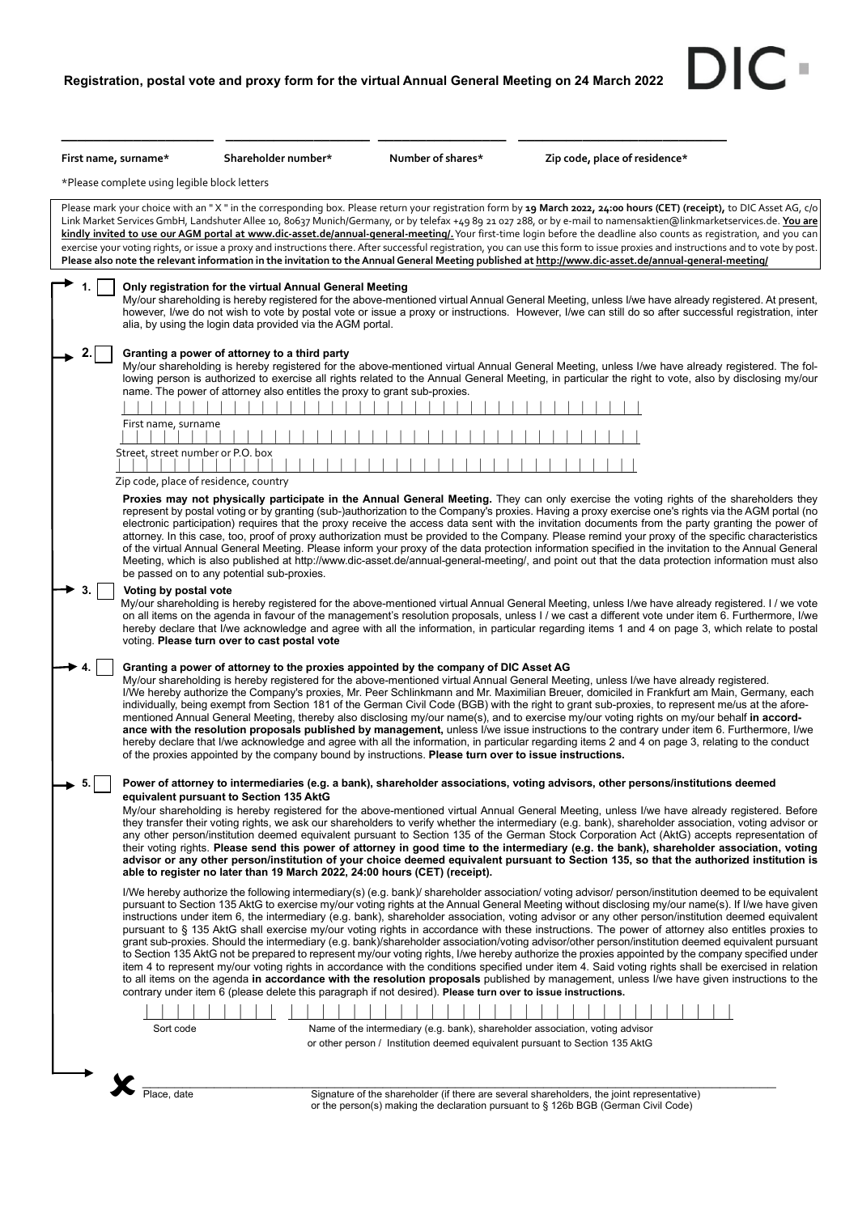# Registration, postal vote and proxy form for the virtual Annual General Meeting on 24 March 2022

DIC

| First name, surname* | Shareholder number* | Number of shares* | Zip code, place of residence* |
|---|---|---|---|
| | | | |

*Please complete using legible block letters

Please mark your choice with an " X " in the corresponding box. Please return your registration form by **19 March 2022, 24:00 hours (CET) (receipt),** to DIC Asset AG, c/o Link Market Services GmbH, Landshuter Allee 10, 80637 Munich/Germany, or by telefax +49 89 21 027 288, or by e-mail to namensaktien@linkmarketservices.de. **You are kindly invited to use our AGM portal at www.dic-asset.de/annual-general-meeting/.** Your first-time login before the deadline also counts as registration, and you can exercise your voting rights, or issue a proxy and instructions there. After successful registration, you can use this form to issue proxies and instructions and to vote by post. **Please also note the relevant information in the invitation to the Annual General Meeting published at http://www.dic-asset.de/annual-general-meeting/**

**1. ☐ Only registration for the virtual Annual General Meeting**

My/our shareholding is hereby registered for the above-mentioned virtual Annual General Meeting, unless I/we have already registered. At present, however, I/we do not wish to vote by postal vote or issue a proxy or instructions. However, I/we can still do so after successful registration, inter alia, by using the login data provided via the AGM portal.

**2. ☐ Granting a power of attorney to a third party**

My/our shareholding is hereby registered for the above-mentioned virtual Annual General Meeting, unless I/we have already registered. The following person is authorized to exercise all rights related to the Annual General Meeting, in particular the right to vote, also by disclosing my/our name. The power of attorney also entitles the proxy to grant sub-proxies.

First name, surname

Street, street number or P.O. box

Zip code, place of residence, country

**Proxies may not physically participate in the Annual General Meeting.** They can only exercise the voting rights of the shareholders they represent by postal voting or by granting (sub-)authorization to the Company's proxies. Having a proxy exercise one's rights via the AGM portal (no electronic participation) requires that the proxy receive the access data sent with the invitation documents from the party granting the power of attorney. In this case, too, proof of proxy authorization must be provided to the Company. Please remind your proxy of the specific characteristics of the virtual Annual General Meeting. Please inform your proxy of the data protection information specified in the invitation to the Annual General Meeting, which is also published at http://www.dic-asset.de/annual-general-meeting/, and point out that the data protection information must also be passed on to any potential sub-proxies.

**3. ☐ Voting by postal vote**

My/our shareholding is hereby registered for the above-mentioned virtual Annual General Meeting, unless I/we have already registered. I / we vote on all items on the agenda in favour of the management's resolution proposals, unless I / we cast a different vote under item 6. Furthermore, I/we hereby declare that I/we acknowledge and agree with all the information, in particular regarding items 1 and 4 on page 3, which relate to postal voting. **Please turn over to cast postal vote**

**4. ☐ Granting a power of attorney to the proxies appointed by the company of DIC Asset AG**

My/our shareholding is hereby registered for the above-mentioned virtual Annual General Meeting, unless I/we have already registered. I/We hereby authorize the Company's proxies, Mr. Peer Schlinkmann and Mr. Maximilian Breuer, domiciled in Frankfurt am Main, Germany, each individually, being exempt from Section 181 of the German Civil Code (BGB) with the right to grant sub-proxies, to represent me/us at the aforementioned Annual General Meeting, thereby also disclosing my/our name(s), and to exercise my/our voting rights on my/our behalf **in accordance with the resolution proposals published by management,** unless I/we issue instructions to the contrary under item 6. Furthermore, I/we hereby declare that I/we acknowledge and agree with all the information, in particular regarding items 2 and 4 on page 3, relating to the conduct of the proxies appointed by the company bound by instructions. **Please turn over to issue instructions.**

**5. ☐ Power of attorney to intermediaries (e.g. a bank), shareholder associations, voting advisors, other persons/institutions deemed equivalent pursuant to Section 135 AktG**

My/our shareholding is hereby registered for the above-mentioned virtual Annual General Meeting, unless I/we have already registered. Before they transfer their voting rights, we ask our shareholders to verify whether the intermediary (e.g. bank), shareholder association, voting advisor or any other person/institution deemed equivalent pursuant to Section 135 of the German Stock Corporation Act (AktG) accepts representation of their voting rights. **Please send this power of attorney in good time to the intermediary (e.g. the bank), shareholder association, voting advisor or any other person/institution of your choice deemed equivalent pursuant to Section 135, so that the authorized institution is able to register no later than 19 March 2022, 24:00 hours (CET) (receipt).**

I/We hereby authorize the following intermediary(s) (e.g. bank)/ shareholder association/ voting advisor/ person/institution deemed to be equivalent pursuant to Section 135 AktG to exercise my/our voting rights at the Annual General Meeting without disclosing my/our name(s). If I/we have given instructions under item 6, the intermediary (e.g. bank), shareholder association, voting advisor or any other person/institution deemed equivalent pursuant to § 135 AktG shall exercise my/our voting rights in accordance with these instructions. The power of attorney also entitles proxies to grant sub-proxies. Should the intermediary (e.g. bank)/shareholder association/voting advisor/other person/institution deemed equivalent pursuant to Section 135 AktG not be prepared to represent my/our voting rights, I/we hereby authorize the proxies appointed by the company specified under item 4 to represent my/our voting rights in accordance with the conditions specified under item 4. Said voting rights shall be exercised in relation to all items on the agenda **in accordance with the resolution proposals** published by management, unless I/we have given instructions to the contrary under item 6 (please delete this paragraph if not desired). **Please turn over to issue instructions.**

Sort code

Name of the intermediary (e.g. bank), shareholder association, voting advisor or other person / Institution deemed equivalent pursuant to Section 135 AktG

Place, date

Signature of the shareholder (if there are several shareholders, the joint representative) or the person(s) making the declaration pursuant to § 126b BGB (German Civil Code)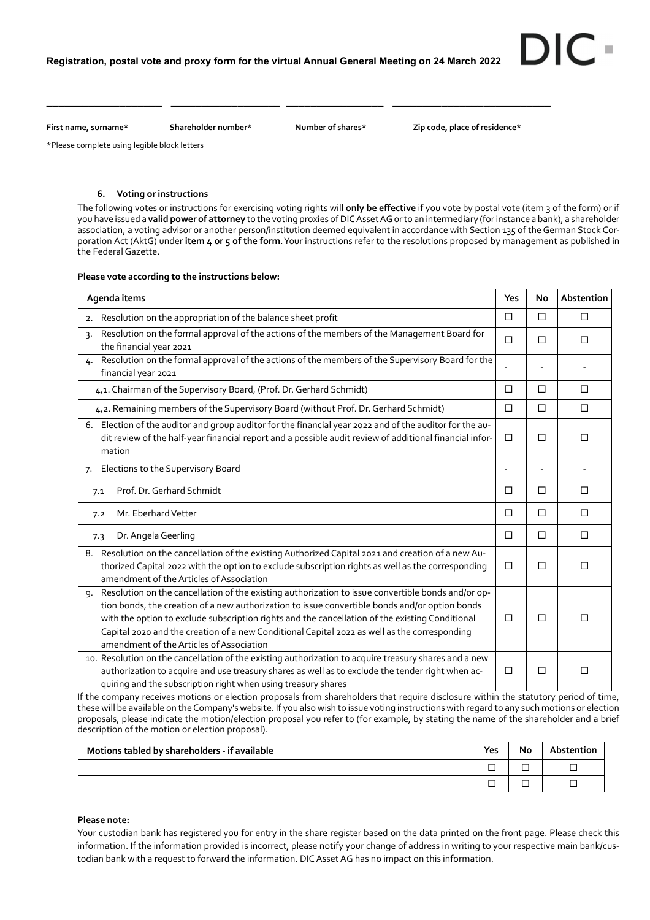**Registration, postal vote and proxy form for the virtual Annual General Meeting on 24 March 2022**

DIC

\_\_\_\_\_\_\_\_\_\_\_\_\_\_\_\_\_\_\_\_ \_\_\_\_\_\_\_\_\_\_\_\_\_\_\_\_\_\_\_\_ \_\_\_\_\_\_\_\_\_\_\_\_\_\_\_\_\_\_\_\_ \_\_\_\_\_\_\_\_\_\_\_\_\_\_\_\_\_\_\_\_\_\_\_\_\_\_\_\_

**First name, surname*** **Shareholder number*** **Number of shares*** **Zip code, place of residence***

*Please complete using legible block letters

### 6. Voting or instructions

The following votes or instructions for exercising voting rights will **only be effective** if you vote by postal vote (item 3 of the form) or if you have issued a **valid power of attorney** to the voting proxies of DIC Asset AG or to an intermediary (for instance a bank), a shareholder association, a voting advisor or another person/institution deemed equivalent in accordance with Section 135 of the German Stock Corporation Act (AktG) under **item 4 or 5 of the form**. Your instructions refer to the resolutions proposed by management as published in the Federal Gazette.

**Please vote according to the instructions below:**

| Agenda items | Yes | No | Abstention |
|---|---|---|---|
| 2. Resolution on the appropriation of the balance sheet profit | ☐ | ☐ | ☐ |
| 3. Resolution on the formal approval of the actions of the members of the Management Board for the financial year 2021 | ☐ | ☐ | ☐ |
| 4. Resolution on the formal approval of the actions of the members of the Supervisory Board for the financial year 2021 | - | - | - |
| 4,1. Chairman of the Supervisory Board, (Prof. Dr. Gerhard Schmidt) | ☐ | ☐ | ☐ |
| 4,2. Remaining members of the Supervisory Board (without Prof. Dr. Gerhard Schmidt) | ☐ | ☐ | ☐ |
| 6. Election of the auditor and group auditor for the financial year 2022 and of the auditor for the audit review of the half-year financial report and a possible audit review of additional financial information | ☐ | ☐ | ☐ |
| 7. Elections to the Supervisory Board | - | - | - |
| 7.1 Prof. Dr. Gerhard Schmidt | ☐ | ☐ | ☐ |
| 7.2 Mr. Eberhard Vetter | ☐ | ☐ | ☐ |
| 7.3 Dr. Angela Geerling | ☐ | ☐ | ☐ |
| 8. Resolution on the cancellation of the existing Authorized Capital 2021 and creation of a new Authorized Capital 2022 with the option to exclude subscription rights as well as the corresponding amendment of the Articles of Association | ☐ | ☐ | ☐ |
| 9. Resolution on the cancellation of the existing authorization to issue convertible bonds and/or option bonds, the creation of a new authorization to issue convertible bonds and/or option bonds with the option to exclude subscription rights and the cancellation of the existing Conditional Capital 2020 and the creation of a new Conditional Capital 2022 as well as the corresponding amendment of the Articles of Association | ☐ | ☐ | ☐ |
| 10. Resolution on the cancellation of the existing authorization to acquire treasury shares and a new authorization to acquire and use treasury shares as well as to exclude the tender right when acquiring and the subscription right when using treasury shares | ☐ | ☐ | ☐ |

If the company receives motions or election proposals from shareholders that require disclosure within the statutory period of time, these will be available on the Company's website. If you also wish to issue voting instructions with regard to any such motions or election proposals, please indicate the motion/election proposal you refer to (for example, by stating the name of the shareholder and a brief description of the motion or election proposal).

| Motions tabled by shareholders - if available | Yes | No | Abstention |
|---|---|---|---|
| | ☐ | ☐ | ☐ |
| | ☐ | ☐ | ☐ |

**Please note:**

Your custodian bank has registered you for entry in the share register based on the data printed on the front page. Please check this information. If the information provided is incorrect, please notify your change of address in writing to your respective main bank/custodian bank with a request to forward the information. DIC Asset AG has no impact on this information.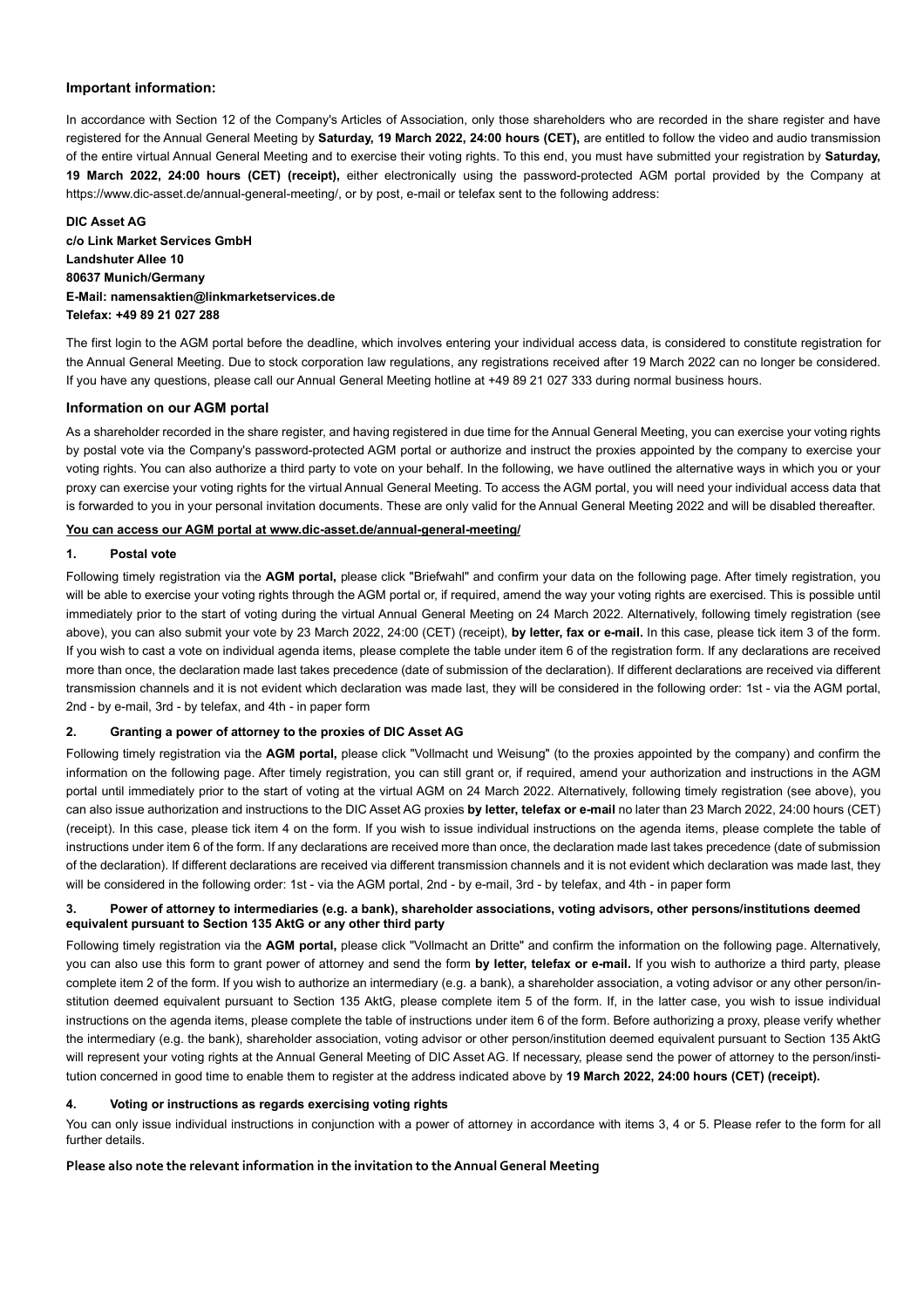### Important information:

In accordance with Section 12 of the Company's Articles of Association, only those shareholders who are recorded in the share register and have registered for the Annual General Meeting by **Saturday, 19 March 2022, 24:00 hours (CET),** are entitled to follow the video and audio transmission of the entire virtual Annual General Meeting and to exercise their voting rights. To this end, you must have submitted your registration by **Saturday, 19 March 2022, 24:00 hours (CET) (receipt),** either electronically using the password-protected AGM portal provided by the Company at https://www.dic-asset.de/annual-general-meeting/, or by post, e-mail or telefax sent to the following address:

**DIC Asset AG**
**c/o Link Market Services GmbH**
**Landshuter Allee 10**
**80637 Munich/Germany**
**E-Mail: namensaktien@linkmarketservices.de**
**Telefax: +49 89 21 027 288**

The first login to the AGM portal before the deadline, which involves entering your individual access data, is considered to constitute registration for the Annual General Meeting. Due to stock corporation law regulations, any registrations received after 19 March 2022 can no longer be considered. If you have any questions, please call our Annual General Meeting hotline at +49 89 21 027 333 during normal business hours.

### Information on our AGM portal

As a shareholder recorded in the share register, and having registered in due time for the Annual General Meeting, you can exercise your voting rights by postal vote via the Company's password-protected AGM portal or authorize and instruct the proxies appointed by the company to exercise your voting rights. You can also authorize a third party to vote on your behalf. In the following, we have outlined the alternative ways in which you or your proxy can exercise your voting rights for the virtual Annual General Meeting. To access the AGM portal, you will need your individual access data that is forwarded to you in your personal invitation documents. These are only valid for the Annual General Meeting 2022 and will be disabled thereafter.

**You can access our AGM portal at www.dic-asset.de/annual-general-meeting/**

#### 1. Postal vote

Following timely registration via the **AGM portal,** please click "Briefwahl" and confirm your data on the following page. After timely registration, you will be able to exercise your voting rights through the AGM portal or, if required, amend the way your voting rights are exercised. This is possible until immediately prior to the start of voting during the virtual Annual General Meeting on 24 March 2022. Alternatively, following timely registration (see above), you can also submit your vote by 23 March 2022, 24:00 (CET) (receipt), **by letter, fax or e-mail.** In this case, please tick item 3 of the form. If you wish to cast a vote on individual agenda items, please complete the table under item 6 of the registration form. If any declarations are received more than once, the declaration made last takes precedence (date of submission of the declaration). If different declarations are received via different transmission channels and it is not evident which declaration was made last, they will be considered in the following order: 1st - via the AGM portal, 2nd - by e-mail, 3rd - by telefax, and 4th - in paper form

#### 2. Granting a power of attorney to the proxies of DIC Asset AG

Following timely registration via the **AGM portal,** please click "Vollmacht und Weisung" (to the proxies appointed by the company) and confirm the information on the following page. After timely registration, you can still grant or, if required, amend your authorization and instructions in the AGM portal until immediately prior to the start of voting at the virtual AGM on 24 March 2022. Alternatively, following timely registration (see above), you can also issue authorization and instructions to the DIC Asset AG proxies **by letter, telefax or e-mail** no later than 23 March 2022, 24:00 hours (CET) (receipt). In this case, please tick item 4 on the form. If you wish to issue individual instructions on the agenda items, please complete the table of instructions under item 6 of the form. If any declarations are received more than once, the declaration made last takes precedence (date of submission of the declaration). If different declarations are received via different transmission channels and it is not evident which declaration was made last, they will be considered in the following order: 1st - via the AGM portal, 2nd - by e-mail, 3rd - by telefax, and 4th - in paper form

#### 3. Power of attorney to intermediaries (e.g. a bank), shareholder associations, voting advisors, other persons/institutions deemed equivalent pursuant to Section 135 AktG or any other third party

Following timely registration via the **AGM portal,** please click "Vollmacht an Dritte" and confirm the information on the following page. Alternatively, you can also use this form to grant power of attorney and send the form **by letter, telefax or e-mail.** If you wish to authorize a third party, please complete item 2 of the form. If you wish to authorize an intermediary (e.g. a bank), a shareholder association, a voting advisor or any other person/institution deemed equivalent pursuant to Section 135 AktG, please complete item 5 of the form. If, in the latter case, you wish to issue individual instructions on the agenda items, please complete the table of instructions under item 6 of the form. Before authorizing a proxy, please verify whether the intermediary (e.g. the bank), shareholder association, voting advisor or other person/institution deemed equivalent pursuant to Section 135 AktG will represent your voting rights at the Annual General Meeting of DIC Asset AG. If necessary, please send the power of attorney to the person/institution concerned in good time to enable them to register at the address indicated above by **19 March 2022, 24:00 hours (CET) (receipt).**

#### 4. Voting or instructions as regards exercising voting rights

You can only issue individual instructions in conjunction with a power of attorney in accordance with items 3, 4 or 5. Please refer to the form for all further details.

**Please also note the relevant information in the invitation to the Annual General Meeting**